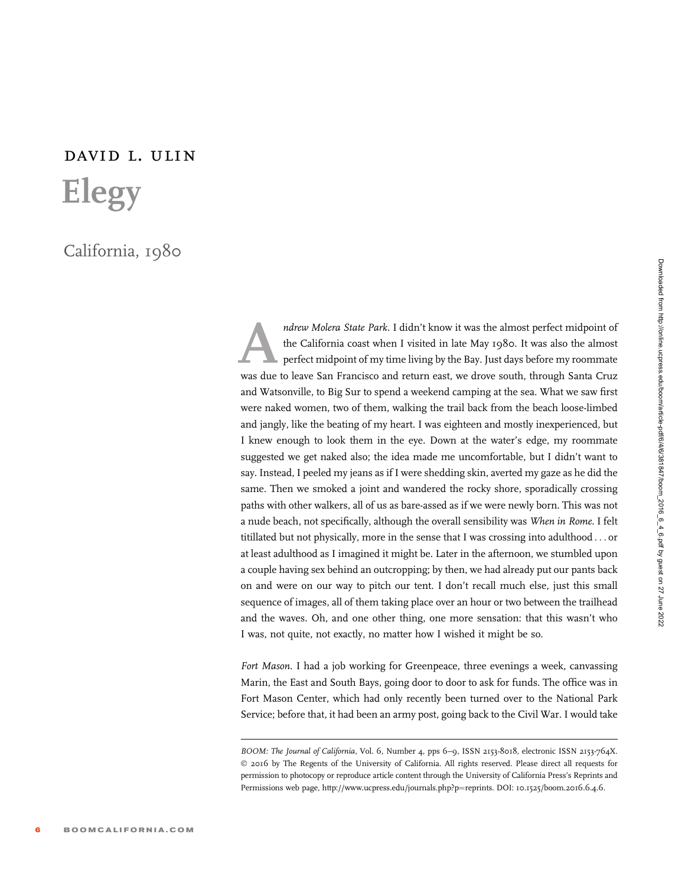# DAVID L. ULIN

# Elegy

## California, 1980

*Andrew Molera State Park*. I didn't know it was the almost perfect midpoint of the California coast when I visited in late May 1980. It was also the almost perfect midpoint of my time living by the Bay. Just days before my roommate was due to leave San Francisco and return east, we drove south, through Santa Cruz and Watsonville, to Big Sur to spend a weekend camping at the sea. What we saw first were naked women, two of them, walking the trail back from the beach loose-limbed and jangly, like the beating of my heart. I was eighteen and mostly inexperienced, but I knew enough to look them in the eye. Down at the water's edge, my roommate suggested we get naked also; the idea made me uncomfortable, but I didn't want to say. Instead, I peeled my jeans as if I were shedding skin, averted my gaze as he did the same. Then we smoked a joint and wandered the rocky shore, sporadically crossing paths with other walkers, all of us as bare-assed as if we were newly born. This was not a nude beach, not specifically, although the overall sensibility was *When in Rome*. I felt titillated but not physically, more in the sense that I was crossing into adulthood . . . or at least adulthood as I imagined it might be. Later in the afternoon, we stumbled upon a couple having sex behind an outcropping; by then, we had already put our pants back on and were on our way to pitch our tent. I don't recall much else, just this small sequence of images, all of them taking place over an hour or two between the trailhead and the waves. Oh, and one other thing, one more sensation: that this wasn't who I was, not quite, not exactly, no matter how I wished it might be so.

*Fort Mason*. I had a job working for Greenpeace, three evenings a week, canvassing Marin, the East and South Bays, going door to door to ask for funds. The office was in Fort Mason Center, which had only recently been turned over to the National Park Service; before that, it had been an army post, going back to the Civil War. I would take

---

*BOOM: The Journal of California*, Vol. 6, Number 4, pps 6–9, ISSN 2153-8018, electronic ISSN 2153-764X. © 2016 by The Regents of the University of California. All rights reserved. Please direct all requests for permission to photocopy or reproduce article content through the University of California Press's Reprints and Permissions web page, http://www.ucpress.edu/journals.php?p=reprints. DOI: 10.1525/boom.2016.6.4.6.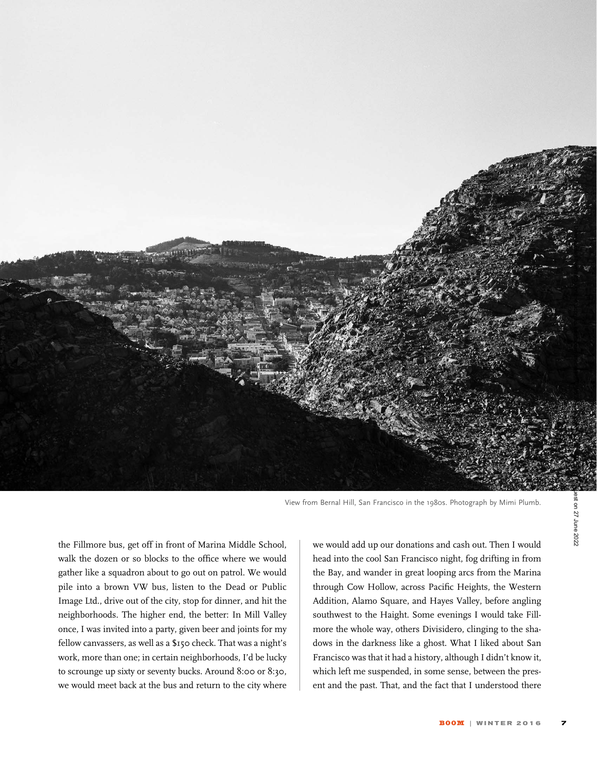View from Bernal Hill, San Francisco in the 1980s. Photograph by Mimi Plumb.

the Fillmore bus, get off in front of Marina Middle School, walk the dozen or so blocks to the office where we would gather like a squadron about to go out on patrol. We would pile into a brown VW bus, listen to the Dead or Public Image Ltd., drive out of the city, stop for dinner, and hit the neighborhoods. The higher end, the better: In Mill Valley once, I was invited into a party, given beer and joints for my fellow canvassers, as well as a $150 check. That was a night's work, more than one; in certain neighborhoods, I'd be lucky to scrounge up sixty or seventy bucks. Around 8:00 or 8:30, we would meet back at the bus and return to the city where we would add up our donations and cash out. Then I would head into the cool San Francisco night, fog drifting in from the Bay, and wander in great looping arcs from the Marina through Cow Hollow, across Pacific Heights, the Western Addition, Alamo Square, and Hayes Valley, before angling southwest to the Haight. Some evenings I would take Fillmore the whole way, others Divisidero, clinging to the shadows in the darkness like a ghost. What I liked about San Francisco was that it had a history, although I didn't know it, which left me suspended, in some sense, between the present and the past. That, and the fact that I understood there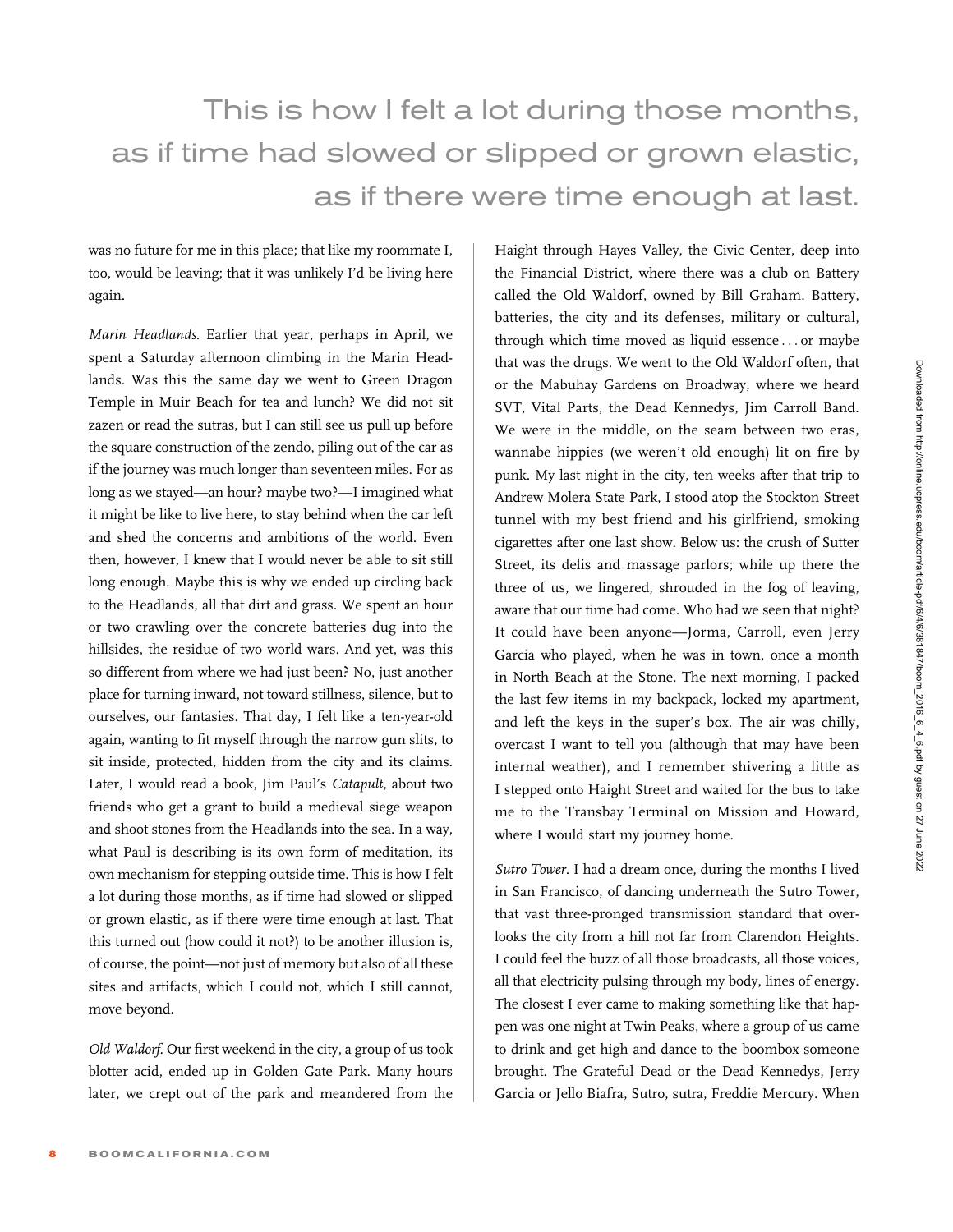> This is how I felt a lot during those months, as if time had slowed or slipped or grown elastic, as if there were time enough at last.

was no future for me in this place; that like my roommate I, too, would be leaving; that it was unlikely I'd be living here again.

*Marin Headlands*. Earlier that year, perhaps in April, we spent a Saturday afternoon climbing in the Marin Headlands. Was this the same day we went to Green Dragon Temple in Muir Beach for tea and lunch? We did not sit zazen or read the sutras, but I can still see us pull up before the square construction of the zendo, piling out of the car as if the journey was much longer than seventeen miles. For as long as we stayed—an hour? maybe two?—I imagined what it might be like to live here, to stay behind when the car left and shed the concerns and ambitions of the world. Even then, however, I knew that I would never be able to sit still long enough. Maybe this is why we ended up circling back to the Headlands, all that dirt and grass. We spent an hour or two crawling over the concrete batteries dug into the hillsides, the residue of two world wars. And yet, was this so different from where we had just been? No, just another place for turning inward, not toward stillness, silence, but to ourselves, our fantasies. That day, I felt like a ten-year-old again, wanting to fit myself through the narrow gun slits, to sit inside, protected, hidden from the city and its claims. Later, I would read a book, Jim Paul's *Catapult*, about two friends who get a grant to build a medieval siege weapon and shoot stones from the Headlands into the sea. In a way, what Paul is describing is its own form of meditation, its own mechanism for stepping outside time. This is how I felt a lot during those months, as if time had slowed or slipped or grown elastic, as if there were time enough at last. That this turned out (how could it not?) to be another illusion is, of course, the point—not just of memory but also of all these sites and artifacts, which I could not, which I still cannot, move beyond.

*Old Waldorf*. Our first weekend in the city, a group of us took blotter acid, ended up in Golden Gate Park. Many hours later, we crept out of the park and meandered from the Haight through Hayes Valley, the Civic Center, deep into the Financial District, where there was a club on Battery called the Old Waldorf, owned by Bill Graham. Battery, batteries, the city and its defenses, military or cultural, through which time moved as liquid essence . . . or maybe that was the drugs. We went to the Old Waldorf often, that or the Mabuhay Gardens on Broadway, where we heard SVT, Vital Parts, the Dead Kennedys, Jim Carroll Band. We were in the middle, on the seam between two eras, wannabe hippies (we weren't old enough) lit on fire by punk. My last night in the city, ten weeks after that trip to Andrew Molera State Park, I stood atop the Stockton Street tunnel with my best friend and his girlfriend, smoking cigarettes after one last show. Below us: the crush of Sutter Street, its delis and massage parlors; while up there the three of us, we lingered, shrouded in the fog of leaving, aware that our time had come. Who had we seen that night? It could have been anyone—Jorma, Carroll, even Jerry Garcia who played, when he was in town, once a month in North Beach at the Stone. The next morning, I packed the last few items in my backpack, locked my apartment, and left the keys in the super's box. The air was chilly, overcast I want to tell you (although that may have been internal weather), and I remember shivering a little as I stepped onto Haight Street and waited for the bus to take me to the Transbay Terminal on Mission and Howard, where I would start my journey home.

*Sutro Tower*. I had a dream once, during the months I lived in San Francisco, of dancing underneath the Sutro Tower, that vast three-pronged transmission standard that overlooks the city from a hill not far from Clarendon Heights. I could feel the buzz of all those broadcasts, all those voices, all that electricity pulsing through my body, lines of energy. The closest I ever came to making something like that happen was one night at Twin Peaks, where a group of us came to drink and get high and dance to the boombox someone brought. The Grateful Dead or the Dead Kennedys, Jerry Garcia or Jello Biafra, Sutro, sutra, Freddie Mercury. When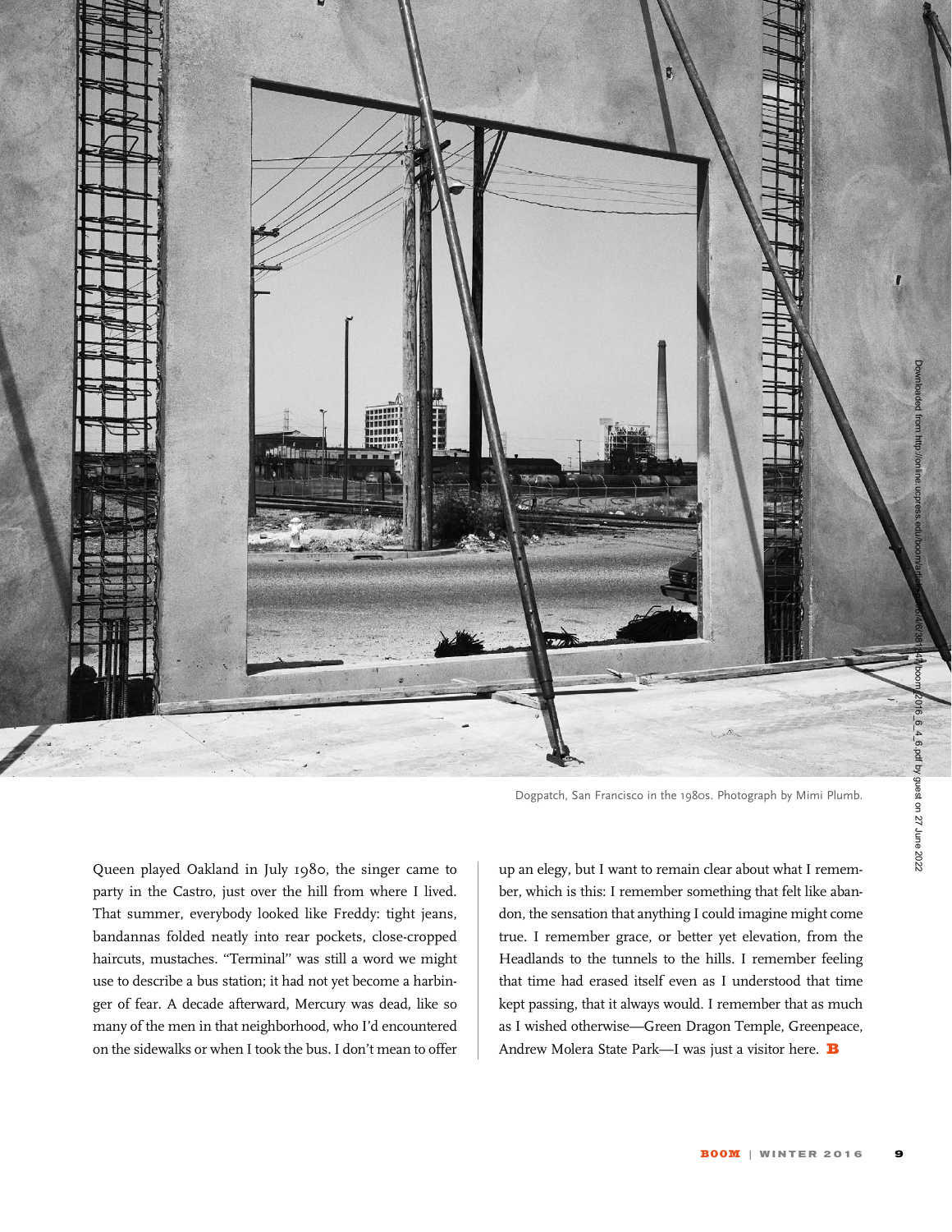Dogpatch, San Francisco in the 1980s. Photograph by Mimi Plumb.

Queen played Oakland in July 1980, the singer came to party in the Castro, just over the hill from where I lived. That summer, everybody looked like Freddy: tight jeans, bandannas folded neatly into rear pockets, close-cropped haircuts, mustaches. "Terminal" was still a word we might use to describe a bus station; it had not yet become a harbinger of fear. A decade afterward, Mercury was dead, like so many of the men in that neighborhood, who I'd encountered on the sidewalks or when I took the bus. I don't mean to offer up an elegy, but I want to remain clear about what I remember, which is this: I remember something that felt like abandon, the sensation that anything I could imagine might come true. I remember grace, or better yet elevation, from the Headlands to the tunnels to the hills. I remember feeling that time had erased itself even as I understood that time kept passing, that it always would. I remember that as much as I wished otherwise—Green Dragon Temple, Greenpeace, Andrew Molera State Park—I was just a visitor here. **B**